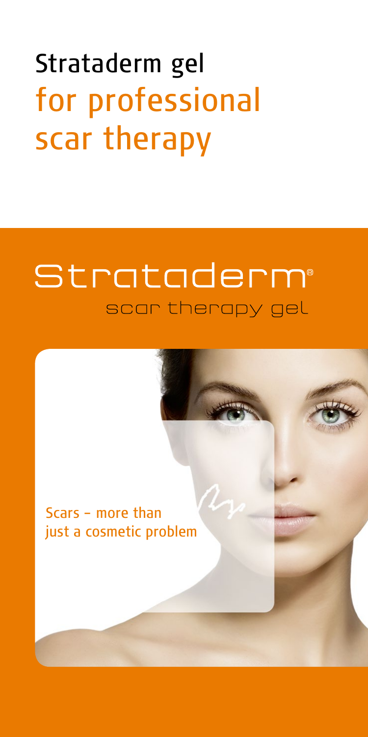# Strataderm gel for professional scar therapy

## Strataderm®

scar therapy gel

Scars – more than just a cosmetic problem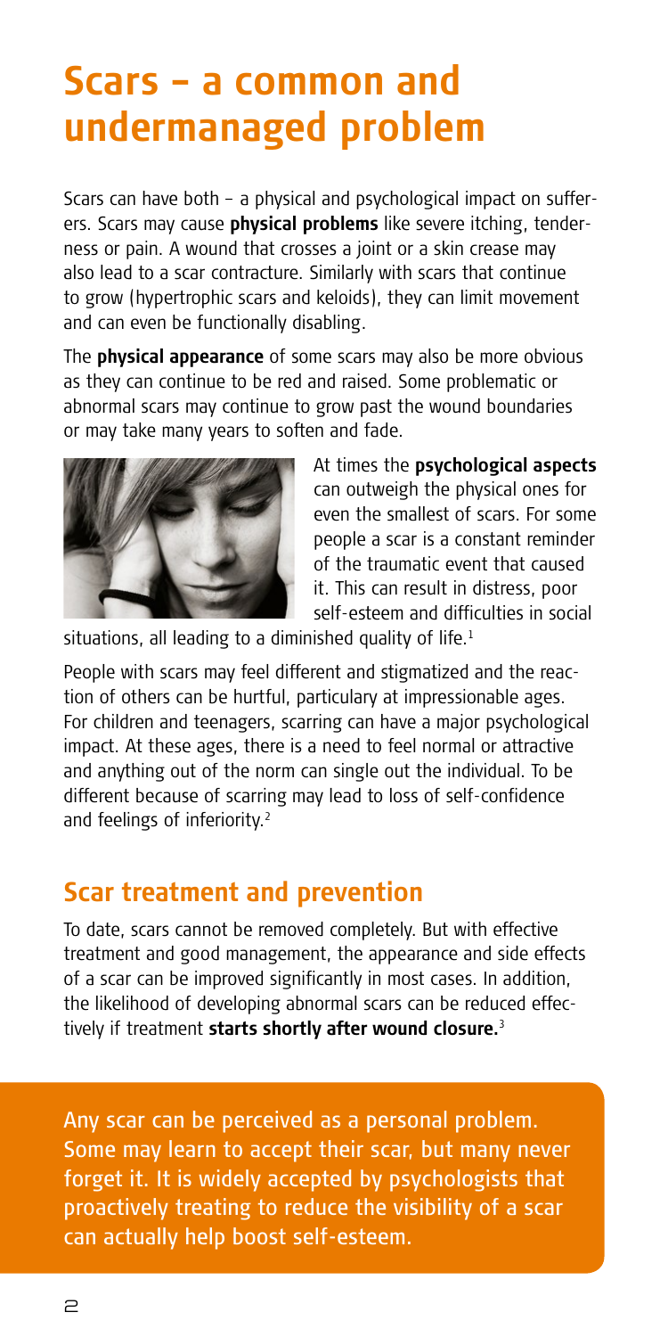# Scars – a common and undermanaged problem

Scars can have both – a physical and psychological impact on sufferers. Scars may cause **physical problems** like severe itching, tenderness or pain. A wound that crosses a joint or a skin crease may also lead to a scar contracture. Similarly with scars that continue to grow (hypertrophic scars and keloids), they can limit movement and can even be functionally disabling.

The **physical appearance** of some scars may also be more obvious as they can continue to be red and raised. Some problematic or abnormal scars may continue to grow past the wound boundaries or may take many years to soften and fade.

At times the **psychological aspects** can outweigh the physical ones for even the smallest of scars. For some people a scar is a constant reminder of the traumatic event that caused it. This can result in distress, poor self-esteem and difficulties in social situations, all leading to a diminished quality of life.[1]

People with scars may feel different and stigmatized and the reaction of others can be hurtful, particulary at impressionable ages. For children and teenagers, scarring can have a major psychological impact. At these ages, there is a need to feel normal or attractive and anything out of the norm can single out the individual. To be different because of scarring may lead to loss of self-confidence and feelings of inferiority.[2]

## Scar treatment and prevention

To date, scars cannot be removed completely. But with effective treatment and good management, the appearance and side effects of a scar can be improved significantly in most cases. In addition, the likelihood of developing abnormal scars can be reduced effectively if treatment **starts shortly after wound closure.**[3]

Any scar can be perceived as a personal problem. Some may learn to accept their scar, but many never forget it. It is widely accepted by psychologists that proactively treating to reduce the visibility of a scar can actually help boost self-esteem.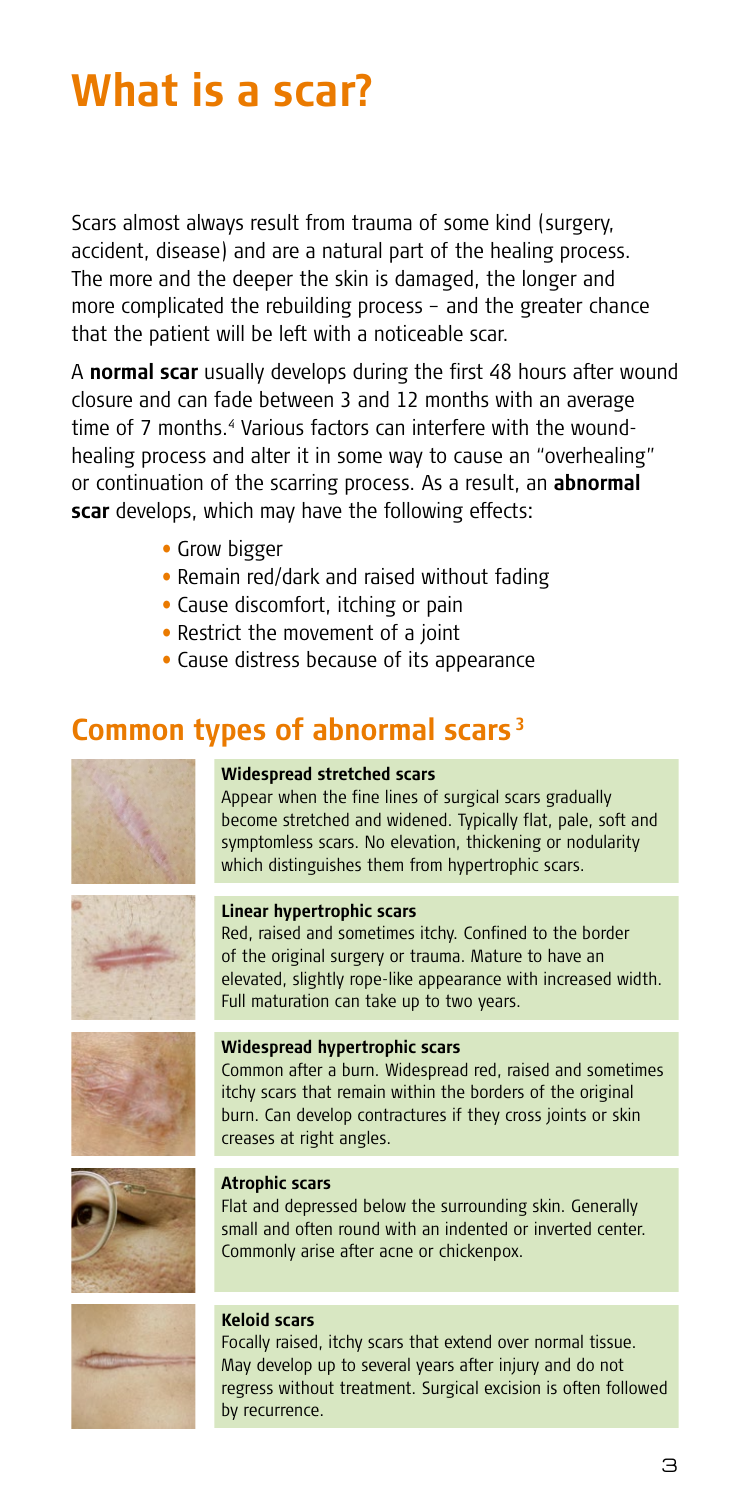# What is a scar?

Scars almost always result from trauma of some kind (surgery, accident, disease) and are a natural part of the healing process. The more and the deeper the skin is damaged, the longer and more complicated the rebuilding process – and the greater chance that the patient will be left with a noticeable scar.

A **normal scar** usually develops during the first 48 hours after wound closure and can fade between 3 and 12 months with an average time of 7 months.[4] Various factors can interfere with the wound-healing process and alter it in some way to cause an "overhealing" or continuation of the scarring process. As a result, an **abnormal scar** develops, which may have the following effects:

- Grow bigger
- Remain red/dark and raised without fading
- Cause discomfort, itching or pain
- Restrict the movement of a joint
- Cause distress because of its appearance

## Common types of abnormal scars[3]

**Widespread stretched scars**
Appear when the fine lines of surgical scars gradually become stretched and widened. Typically flat, pale, soft and symptomless scars. No elevation, thickening or nodularity which distinguishes them from hypertrophic scars.

**Linear hypertrophic scars**
Red, raised and sometimes itchy. Confined to the border of the original surgery or trauma. Mature to have an elevated, slightly rope-like appearance with increased width. Full maturation can take up to two years.

**Widespread hypertrophic scars**
Common after a burn. Widespread red, raised and sometimes itchy scars that remain within the borders of the original burn. Can develop contractures if they cross joints or skin creases at right angles.

**Atrophic scars**
Flat and depressed below the surrounding skin. Generally small and often round with an indented or inverted center. Commonly arise after acne or chickenpox.

**Keloid scars**
Focally raised, itchy scars that extend over normal tissue. May develop up to several years after injury and do not regress without treatment. Surgical excision is often followed by recurrence.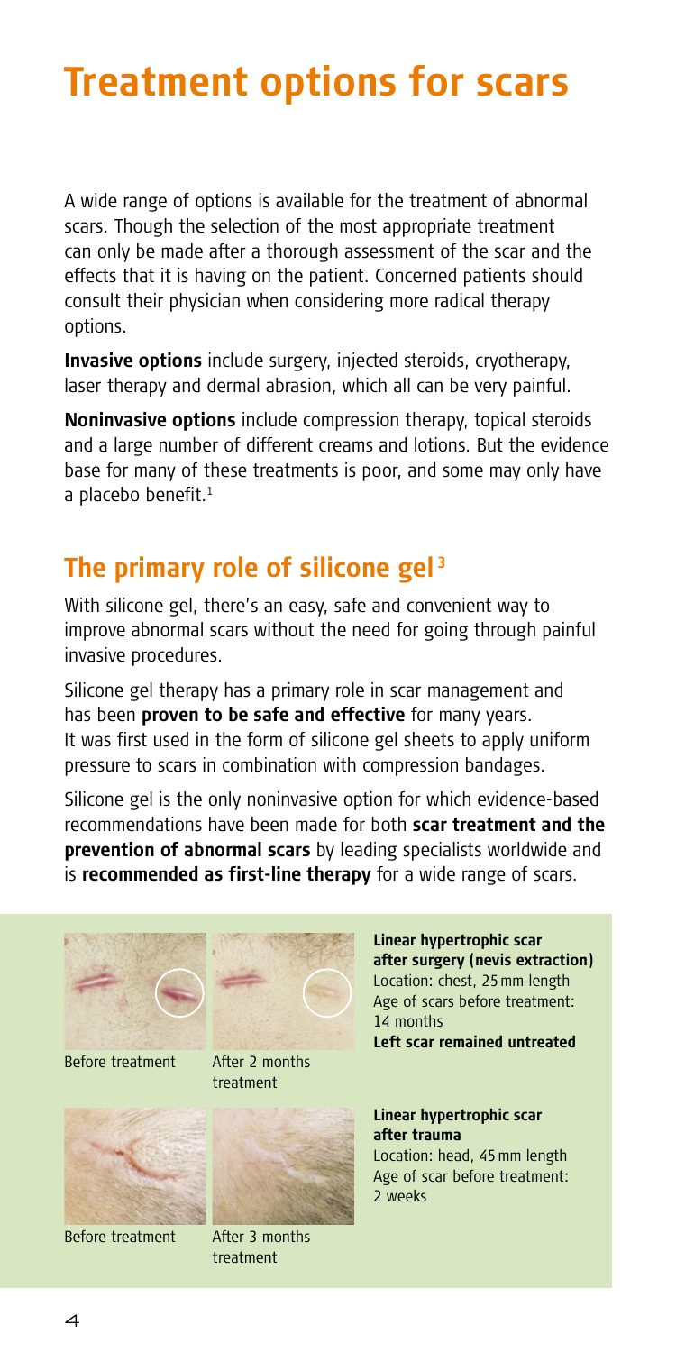# Treatment options for scars

A wide range of options is available for the treatment of abnormal scars. Though the selection of the most appropriate treatment can only be made after a thorough assessment of the scar and the effects that it is having on the patient. Concerned patients should consult their physician when considering more radical therapy options.

**Invasive options** include surgery, injected steroids, cryotherapy, laser therapy and dermal abrasion, which all can be very painful.

**Noninvasive options** include compression therapy, topical steroids and a large number of different creams and lotions. But the evidence base for many of these treatments is poor, and some may only have a placebo benefit.[1]

## The primary role of silicone gel[3]

With silicone gel, there's an easy, safe and convenient way to improve abnormal scars without the need for going through painful invasive procedures.

Silicone gel therapy has a primary role in scar management and has been **proven to be safe and effective** for many years. It was first used in the form of silicone gel sheets to apply uniform pressure to scars in combination with compression bandages.

Silicone gel is the only noninvasive option for which evidence-based recommendations have been made for both **scar treatment and the prevention of abnormal scars** by leading specialists worldwide and is **recommended as first-line therapy** for a wide range of scars.

Before treatment

After 2 months treatment

**Linear hypertrophic scar after surgery (nevis extraction)**
Location: chest, 25 mm length
Age of scars before treatment: 14 months
**Left scar remained untreated**

Before treatment

After 3 months treatment

**Linear hypertrophic scar after trauma**
Location: head, 45 mm length
Age of scar before treatment: 2 weeks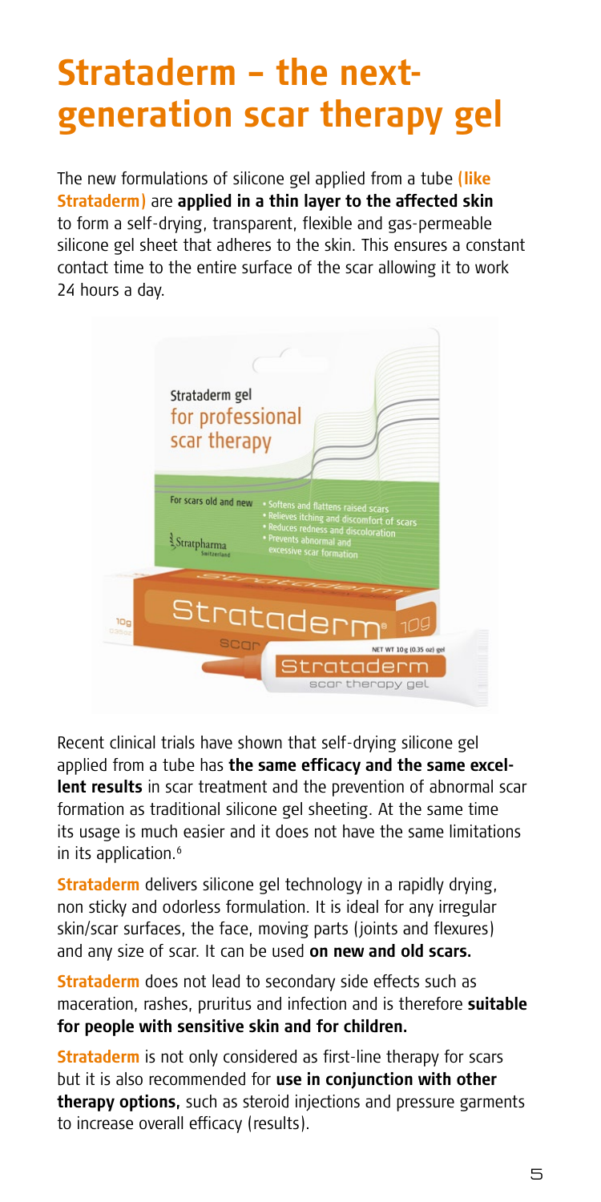# Strataderm – the next-generation scar therapy gel

The new formulations of silicone gel applied from a tube **(like Strataderm)** are **applied in a thin layer to the affected skin** to form a self-drying, transparent, flexible and gas-permeable silicone gel sheet that adheres to the skin. This ensures a constant contact time to the entire surface of the scar allowing it to work 24 hours a day.

Recent clinical trials have shown that self-drying silicone gel applied from a tube has **the same efficacy and the same excellent results** in scar treatment and the prevention of abnormal scar formation as traditional silicone gel sheeting. At the same time its usage is much easier and it does not have the same limitations in its application.[6]

**Strataderm** delivers silicone gel technology in a rapidly drying, non sticky and odorless formulation. It is ideal for any irregular skin/scar surfaces, the face, moving parts (joints and flexures) and any size of scar. It can be used **on new and old scars.**

**Strataderm** does not lead to secondary side effects such as maceration, rashes, pruritus and infection and is therefore **suitable for people with sensitive skin and for children.**

**Strataderm** is not only considered as first-line therapy for scars but it is also recommended for **use in conjunction with other therapy options,** such as steroid injections and pressure garments to increase overall efficacy (results).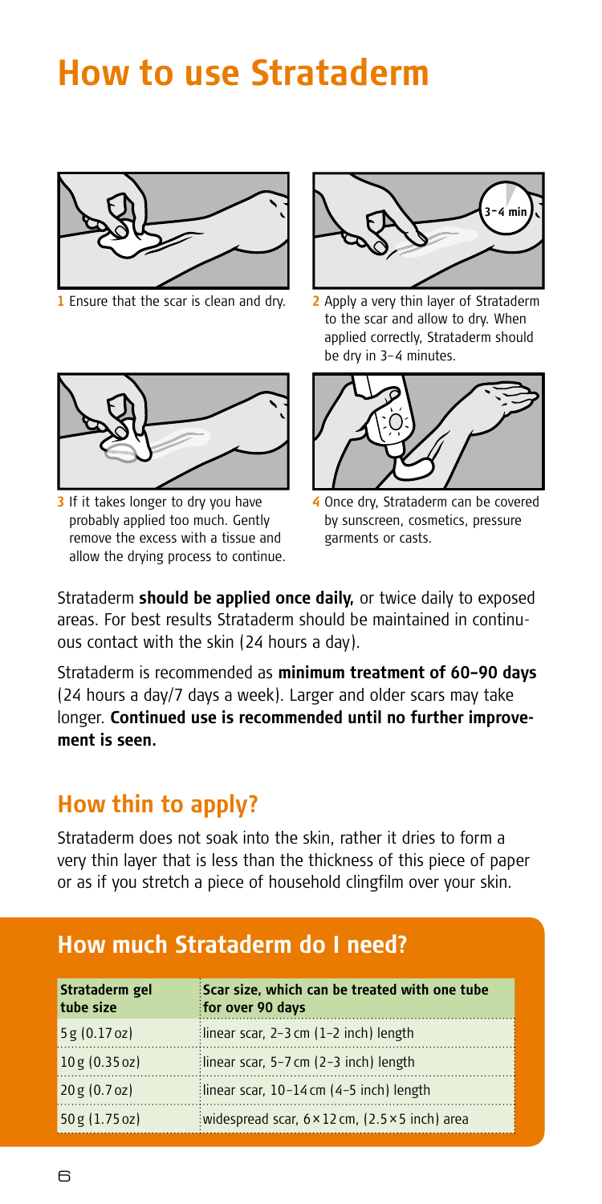# How to use Strataderm

1 Ensure that the scar is clean and dry.

2 Apply a very thin layer of Strataderm to the scar and allow to dry. When applied correctly, Strataderm should be dry in 3–4 minutes.

3 If it takes longer to dry you have probably applied too much. Gently remove the excess with a tissue and allow the drying process to continue.

4 Once dry, Strataderm can be covered by sunscreen, cosmetics, pressure garments or casts.

Strataderm **should be applied once daily,** or twice daily to exposed areas. For best results Strataderm should be maintained in continuous contact with the skin (24 hours a day).

Strataderm is recommended as **minimum treatment of 60–90 days** (24 hours a day/7 days a week). Larger and older scars may take longer. **Continued use is recommended until no further improvement is seen.**

## How thin to apply?

Strataderm does not soak into the skin, rather it dries to form a very thin layer that is less than the thickness of this piece of paper or as if you stretch a piece of household clingfilm over your skin.

## How much Strataderm do I need?

| Strataderm gel tube size | Scar size, which can be treated with one tube for over 90 days |
|---|---|
| 5 g (0.17 oz) | linear scar, 2–3 cm (1–2 inch) length |
| 10 g (0.35 oz) | linear scar, 5–7 cm (2–3 inch) length |
| 20 g (0.7 oz) | linear scar, 10–14 cm (4–5 inch) length |
| 50 g (1.75 oz) | widespread scar, 6 × 12 cm, (2.5 × 5 inch) area |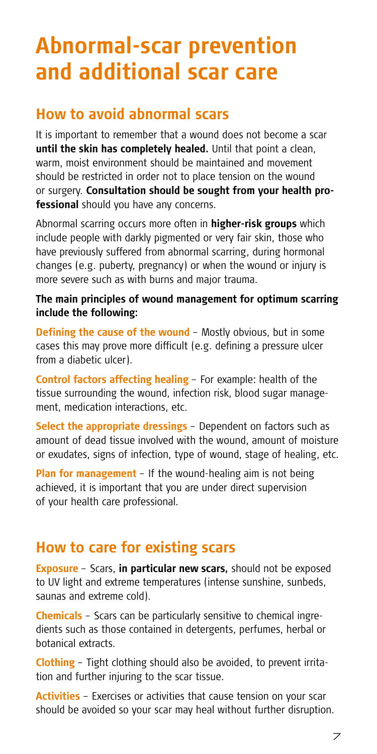# Abnormal-scar prevention and additional scar care

## How to avoid abnormal scars

It is important to remember that a wound does not become a scar **until the skin has completely healed.** Until that point a clean, warm, moist environment should be maintained and movement should be restricted in order not to place tension on the wound or surgery. **Consultation should be sought from your health professional** should you have any concerns.

Abnormal scarring occurs more often in **higher-risk groups** which include people with darkly pigmented or very fair skin, those who have previously suffered from abnormal scarring, during hormonal changes (e.g. puberty, pregnancy) or when the wound or injury is more severe such as with burns and major trauma.

**The main principles of wound management for optimum scarring include the following:**

**Defining the cause of the wound** – Mostly obvious, but in some cases this may prove more difficult (e.g. defining a pressure ulcer from a diabetic ulcer).

**Control factors affecting healing** – For example: health of the tissue surrounding the wound, infection risk, blood sugar management, medication interactions, etc.

**Select the appropriate dressings** – Dependent on factors such as amount of dead tissue involved with the wound, amount of moisture or exudates, signs of infection, type of wound, stage of healing, etc.

**Plan for management** – If the wound-healing aim is not being achieved, it is important that you are under direct supervision of your health care professional.

## How to care for existing scars

**Exposure** – Scars, **in particular new scars,** should not be exposed to UV light and extreme temperatures (intense sunshine, sunbeds, saunas and extreme cold).

**Chemicals** – Scars can be particularly sensitive to chemical ingredients such as those contained in detergents, perfumes, herbal or botanical extracts.

**Clothing** – Tight clothing should also be avoided, to prevent irritation and further injuring to the scar tissue.

**Activities** – Exercises or activities that cause tension on your scar should be avoided so your scar may heal without further disruption.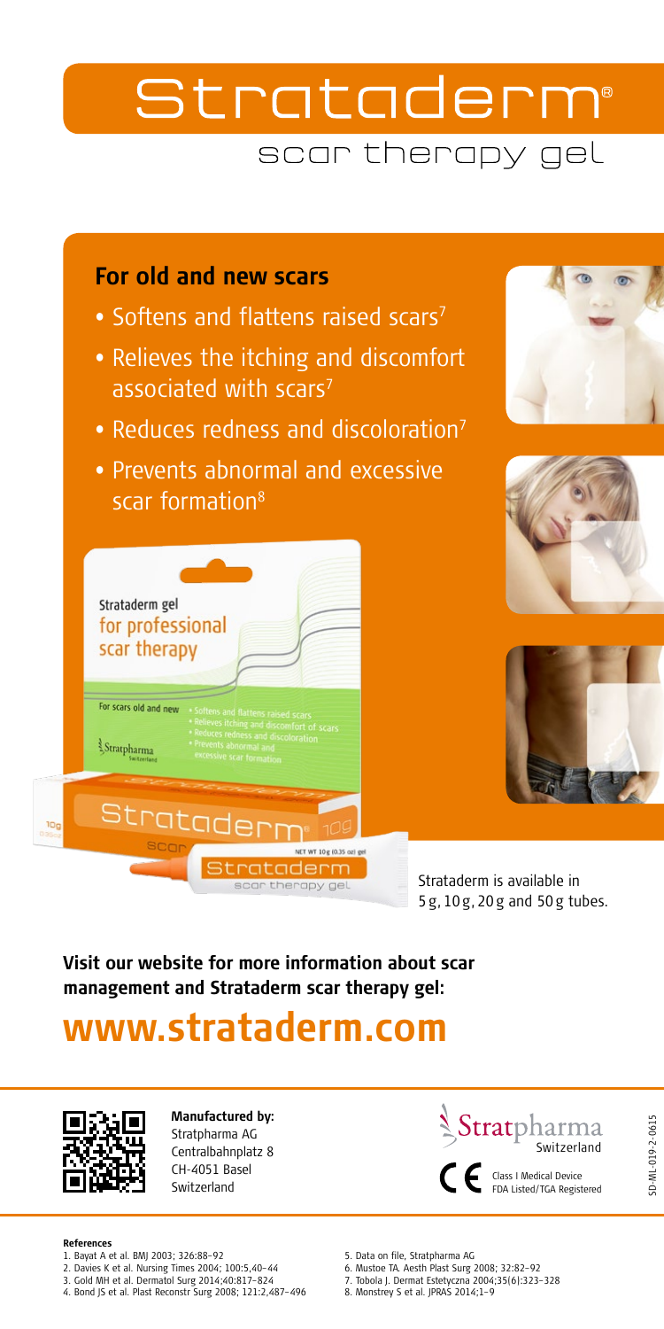# Strataderm®

## scar therapy gel

### For old and new scars

- Softens and flattens raised scars[7]
- Relieves the itching and discomfort associated with scars[7]
- Reduces redness and discoloration[7]
- Prevents abnormal and excessive scar formation[8]

Strataderm is available in 5 g, 10 g, 20 g and 50 g tubes.

**Visit our website for more information about scar management and Strataderm scar therapy gel:**

## www.strataderm.com

**Manufactured by:**
Stratpharma AG
Centralbahnplatz 8
CH-4051 Basel
Switzerland

Stratpharma Switzerland

Class I Medical Device
FDA Listed/TGA Registered

SD-ML-019-2-0615

**References**

1. Bayat A et al. BMJ 2003; 326:88–92
2. Davies K et al. Nursing Times 2004; 100:5,40–44
3. Gold MH et al. Dermatol Surg 2014;40:817–824
4. Bond JS et al. Plast Reconstr Surg 2008; 121:2,487–496
5. Data on file, Stratpharma AG
6. Mustoe TA. Aesth Plast Surg 2008; 32:82–92
7. Tobola J. Dermat Estetyczna 2004;35(6):323–328
8. Monstrey S et al. JPRAS 2014;1–9